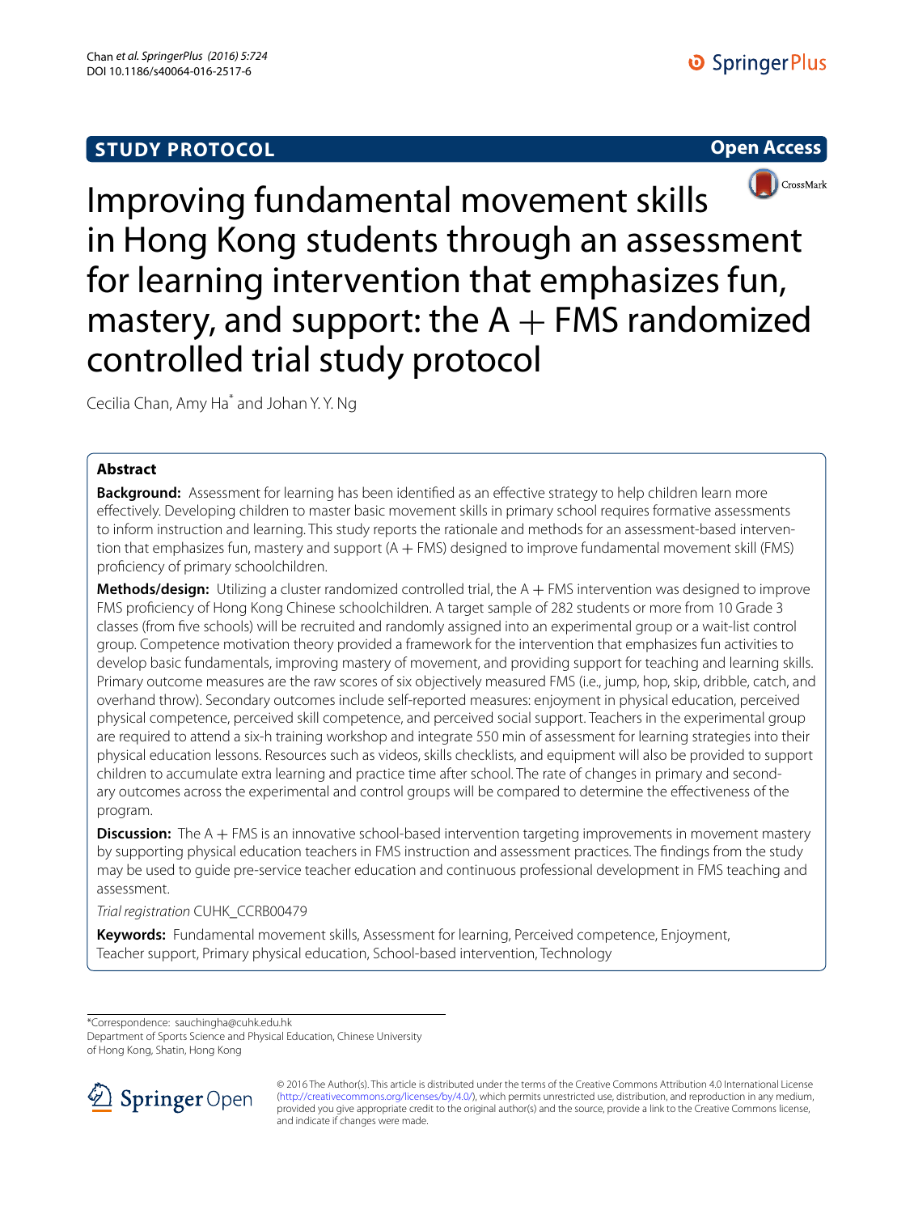STUDY PROTOCOL

Open Access

# Improving fundamental movement skills in Hong Kong students through an assessment for learning intervention that emphasizes fun, mastery, and support: the A + FMS randomized controlled trial study protocol

Cecilia Chan, Amy Ha* and Johan Y. Y. Ng

## Abstract

**Background:** Assessment for learning has been identified as an effective strategy to help children learn more effectively. Developing children to master basic movement skills in primary school requires formative assessments to inform instruction and learning. This study reports the rationale and methods for an assessment-based intervention that emphasizes fun, mastery and support (A + FMS) designed to improve fundamental movement skill (FMS) proficiency of primary schoolchildren.

**Methods/design:** Utilizing a cluster randomized controlled trial, the A + FMS intervention was designed to improve FMS proficiency of Hong Kong Chinese schoolchildren. A target sample of 282 students or more from 10 Grade 3 classes (from five schools) will be recruited and randomly assigned into an experimental group or a wait-list control group. Competence motivation theory provided a framework for the intervention that emphasizes fun activities to develop basic fundamentals, improving mastery of movement, and providing support for teaching and learning skills. Primary outcome measures are the raw scores of six objectively measured FMS (i.e., jump, hop, skip, dribble, catch, and overhand throw). Secondary outcomes include self-reported measures: enjoyment in physical education, perceived physical competence, perceived skill competence, and perceived social support. Teachers in the experimental group are required to attend a six-h training workshop and integrate 550 min of assessment for learning strategies into their physical education lessons. Resources such as videos, skills checklists, and equipment will also be provided to support children to accumulate extra learning and practice time after school. The rate of changes in primary and secondary outcomes across the experimental and control groups will be compared to determine the effectiveness of the program.

**Discussion:** The A + FMS is an innovative school-based intervention targeting improvements in movement mastery by supporting physical education teachers in FMS instruction and assessment practices. The findings from the study may be used to guide pre-service teacher education and continuous professional development in FMS teaching and assessment.

*Trial registration* CUHK_CCRB00479

**Keywords:** Fundamental movement skills, Assessment for learning, Perceived competence, Enjoyment, Teacher support, Primary physical education, School-based intervention, Technology

*Correspondence: sauchingha@cuhk.edu.hk
Department of Sports Science and Physical Education, Chinese University of Hong Kong, Shatin, Hong Kong

© 2016 The Author(s). This article is distributed under the terms of the Creative Commons Attribution 4.0 International License (http://creativecommons.org/licenses/by/4.0/), which permits unrestricted use, distribution, and reproduction in any medium, provided you give appropriate credit to the original author(s) and the source, provide a link to the Creative Commons license, and indicate if changes were made.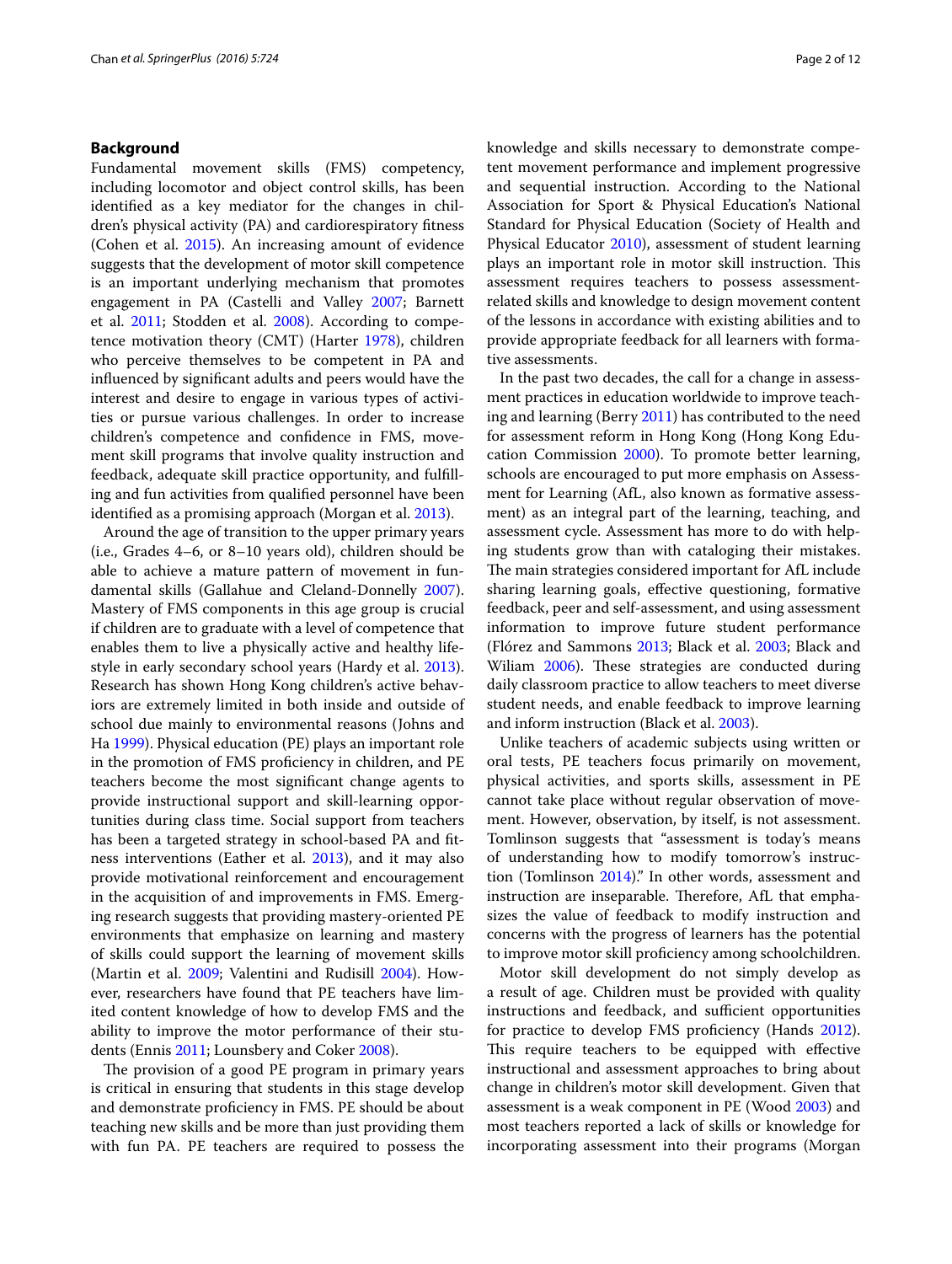## Background

Fundamental movement skills (FMS) competency, including locomotor and object control skills, has been identified as a key mediator for the changes in children's physical activity (PA) and cardiorespiratory fitness (Cohen et al. 2015). An increasing amount of evidence suggests that the development of motor skill competence is an important underlying mechanism that promotes engagement in PA (Castelli and Valley 2007; Barnett et al. 2011; Stodden et al. 2008). According to competence motivation theory (CMT) (Harter 1978), children who perceive themselves to be competent in PA and influenced by significant adults and peers would have the interest and desire to engage in various types of activities or pursue various challenges. In order to increase children's competence and confidence in FMS, movement skill programs that involve quality instruction and feedback, adequate skill practice opportunity, and fulfilling and fun activities from qualified personnel have been identified as a promising approach (Morgan et al. 2013).

Around the age of transition to the upper primary years (i.e., Grades 4–6, or 8–10 years old), children should be able to achieve a mature pattern of movement in fundamental skills (Gallahue and Cleland-Donnelly 2007). Mastery of FMS components in this age group is crucial if children are to graduate with a level of competence that enables them to live a physically active and healthy lifestyle in early secondary school years (Hardy et al. 2013). Research has shown Hong Kong children's active behaviors are extremely limited in both inside and outside of school due mainly to environmental reasons (Johns and Ha 1999). Physical education (PE) plays an important role in the promotion of FMS proficiency in children, and PE teachers become the most significant change agents to provide instructional support and skill-learning opportunities during class time. Social support from teachers has been a targeted strategy in school-based PA and fitness interventions (Eather et al. 2013), and it may also provide motivational reinforcement and encouragement in the acquisition of and improvements in FMS. Emerging research suggests that providing mastery-oriented PE environments that emphasize on learning and mastery of skills could support the learning of movement skills (Martin et al. 2009; Valentini and Rudisill 2004). However, researchers have found that PE teachers have limited content knowledge of how to develop FMS and the ability to improve the motor performance of their students (Ennis 2011; Lounsbery and Coker 2008).

The provision of a good PE program in primary years is critical in ensuring that students in this stage develop and demonstrate proficiency in FMS. PE should be about teaching new skills and be more than just providing them with fun PA. PE teachers are required to possess the knowledge and skills necessary to demonstrate competent movement performance and implement progressive and sequential instruction. According to the National Association for Sport & Physical Education's National Standard for Physical Education (Society of Health and Physical Educator 2010), assessment of student learning plays an important role in motor skill instruction. This assessment requires teachers to possess assessment-related skills and knowledge to design movement content of the lessons in accordance with existing abilities and to provide appropriate feedback for all learners with formative assessments.

In the past two decades, the call for a change in assessment practices in education worldwide to improve teaching and learning (Berry 2011) has contributed to the need for assessment reform in Hong Kong (Hong Kong Education Commission 2000). To promote better learning, schools are encouraged to put more emphasis on Assessment for Learning (AfL, also known as formative assessment) as an integral part of the learning, teaching, and assessment cycle. Assessment has more to do with helping students grow than with cataloging their mistakes. The main strategies considered important for AfL include sharing learning goals, effective questioning, formative feedback, peer and self-assessment, and using assessment information to improve future student performance (Flórez and Sammons 2013; Black et al. 2003; Black and Wiliam 2006). These strategies are conducted during daily classroom practice to allow teachers to meet diverse student needs, and enable feedback to improve learning and inform instruction (Black et al. 2003).

Unlike teachers of academic subjects using written or oral tests, PE teachers focus primarily on movement, physical activities, and sports skills, assessment in PE cannot take place without regular observation of movement. However, observation, by itself, is not assessment. Tomlinson suggests that "assessment is today's means of understanding how to modify tomorrow's instruction (Tomlinson 2014)." In other words, assessment and instruction are inseparable. Therefore, AfL that emphasizes the value of feedback to modify instruction and concerns with the progress of learners has the potential to improve motor skill proficiency among schoolchildren.

Motor skill development do not simply develop as a result of age. Children must be provided with quality instructions and feedback, and sufficient opportunities for practice to develop FMS proficiency (Hands 2012). This require teachers to be equipped with effective instructional and assessment approaches to bring about change in children's motor skill development. Given that assessment is a weak component in PE (Wood 2003) and most teachers reported a lack of skills or knowledge for incorporating assessment into their programs (Morgan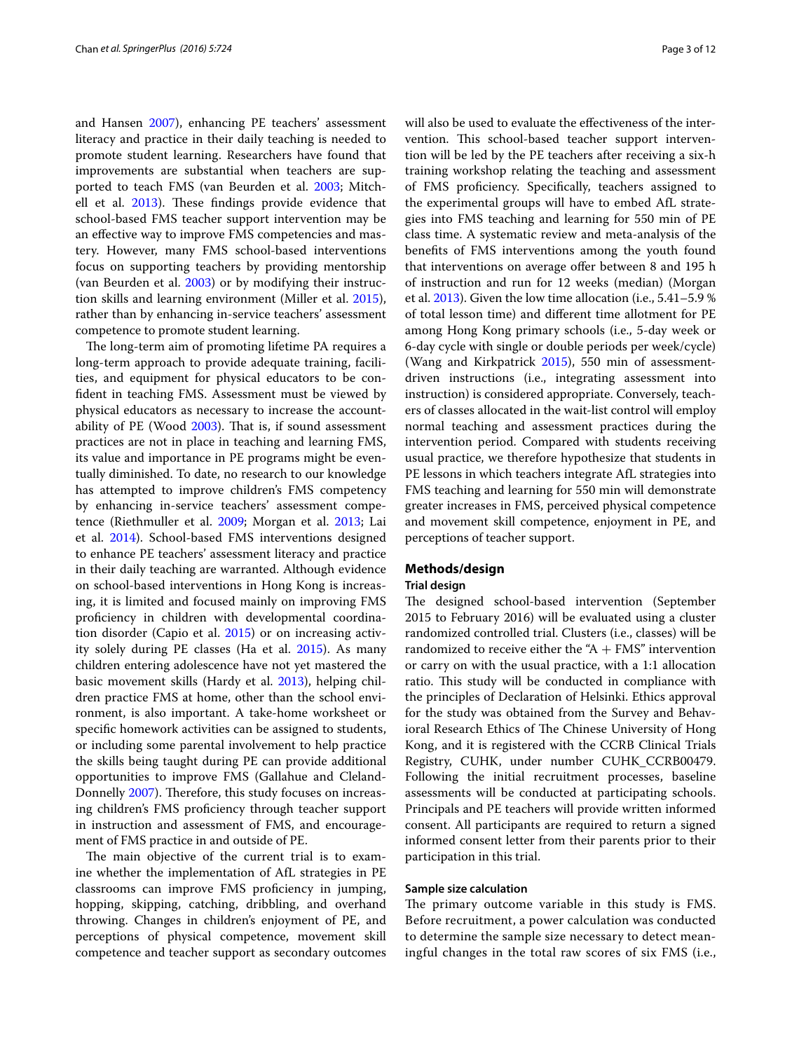and Hansen 2007), enhancing PE teachers' assessment literacy and practice in their daily teaching is needed to promote student learning. Researchers have found that improvements are substantial when teachers are supported to teach FMS (van Beurden et al. 2003; Mitchell et al. 2013). These findings provide evidence that school-based FMS teacher support intervention may be an effective way to improve FMS competencies and mastery. However, many FMS school-based interventions focus on supporting teachers by providing mentorship (van Beurden et al. 2003) or by modifying their instruction skills and learning environment (Miller et al. 2015), rather than by enhancing in-service teachers' assessment competence to promote student learning.

The long-term aim of promoting lifetime PA requires a long-term approach to provide adequate training, facilities, and equipment for physical educators to be confident in teaching FMS. Assessment must be viewed by physical educators as necessary to increase the accountability of PE (Wood 2003). That is, if sound assessment practices are not in place in teaching and learning FMS, its value and importance in PE programs might be eventually diminished. To date, no research to our knowledge has attempted to improve children's FMS competency by enhancing in-service teachers' assessment competence (Riethmuller et al. 2009; Morgan et al. 2013; Lai et al. 2014). School-based FMS interventions designed to enhance PE teachers' assessment literacy and practice in their daily teaching are warranted. Although evidence on school-based interventions in Hong Kong is increasing, it is limited and focused mainly on improving FMS proficiency in children with developmental coordination disorder (Capio et al. 2015) or on increasing activity solely during PE classes (Ha et al. 2015). As many children entering adolescence have not yet mastered the basic movement skills (Hardy et al. 2013), helping children practice FMS at home, other than the school environment, is also important. A take-home worksheet or specific homework activities can be assigned to students, or including some parental involvement to help practice the skills being taught during PE can provide additional opportunities to improve FMS (Gallahue and Cleland-Donnelly 2007). Therefore, this study focuses on increasing children's FMS proficiency through teacher support in instruction and assessment of FMS, and encouragement of FMS practice in and outside of PE.

The main objective of the current trial is to examine whether the implementation of AfL strategies in PE classrooms can improve FMS proficiency in jumping, hopping, skipping, catching, dribbling, and overhand throwing. Changes in children's enjoyment of PE, and perceptions of physical competence, movement skill competence and teacher support as secondary outcomes will also be used to evaluate the effectiveness of the intervention. This school-based teacher support intervention will be led by the PE teachers after receiving a six-h training workshop relating the teaching and assessment of FMS proficiency. Specifically, teachers assigned to the experimental groups will have to embed AfL strategies into FMS teaching and learning for 550 min of PE class time. A systematic review and meta-analysis of the benefits of FMS interventions among the youth found that interventions on average offer between 8 and 195 h of instruction and run for 12 weeks (median) (Morgan et al. 2013). Given the low time allocation (i.e., 5.41–5.9 % of total lesson time) and different time allotment for PE among Hong Kong primary schools (i.e., 5-day week or 6-day cycle with single or double periods per week/cycle) (Wang and Kirkpatrick 2015), 550 min of assessment-driven instructions (i.e., integrating assessment into instruction) is considered appropriate. Conversely, teachers of classes allocated in the wait-list control will employ normal teaching and assessment practices during the intervention period. Compared with students receiving usual practice, we therefore hypothesize that students in PE lessons in which teachers integrate AfL strategies into FMS teaching and learning for 550 min will demonstrate greater increases in FMS, perceived physical competence and movement skill competence, enjoyment in PE, and perceptions of teacher support.

## Methods/design

### Trial design

The designed school-based intervention (September 2015 to February 2016) will be evaluated using a cluster randomized controlled trial. Clusters (i.e., classes) will be randomized to receive either the "A + FMS" intervention or carry on with the usual practice, with a 1:1 allocation ratio. This study will be conducted in compliance with the principles of Declaration of Helsinki. Ethics approval for the study was obtained from the Survey and Behavioral Research Ethics of The Chinese University of Hong Kong, and it is registered with the CCRB Clinical Trials Registry, CUHK, under number CUHK_CCRB00479. Following the initial recruitment processes, baseline assessments will be conducted at participating schools. Principals and PE teachers will provide written informed consent. All participants are required to return a signed informed consent letter from their parents prior to their participation in this trial.

### Sample size calculation

The primary outcome variable in this study is FMS. Before recruitment, a power calculation was conducted to determine the sample size necessary to detect meaningful changes in the total raw scores of six FMS (i.e.,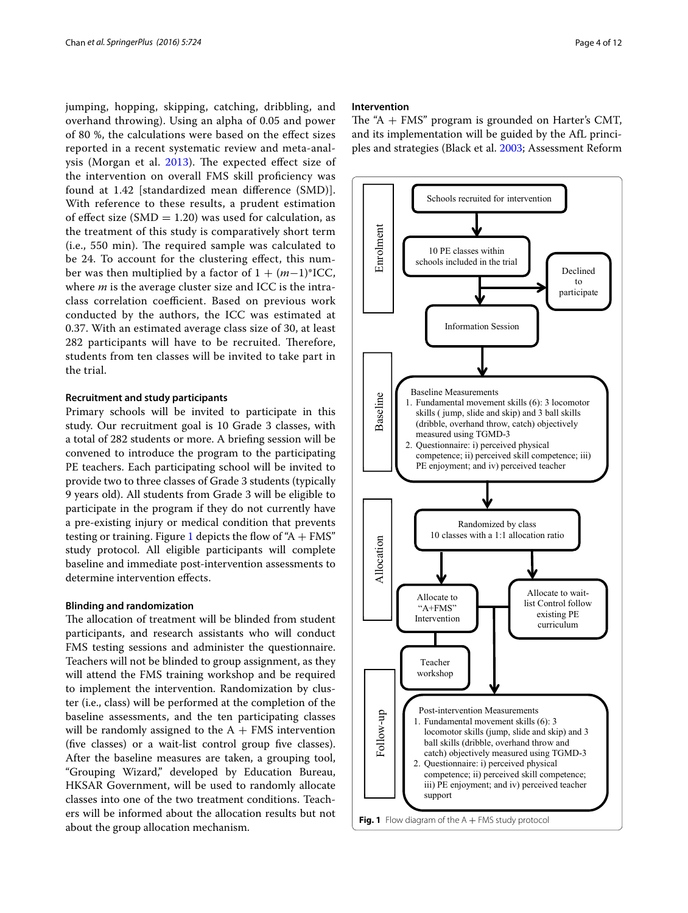jumping, hopping, skipping, catching, dribbling, and overhand throwing). Using an alpha of 0.05 and power of 80 %, the calculations were based on the effect sizes reported in a recent systematic review and meta-analysis (Morgan et al. 2013). The expected effect size of the intervention on overall FMS skill proficiency was found at 1.42 [standardized mean difference (SMD)]. With reference to these results, a prudent estimation of effect size (SMD = 1.20) was used for calculation, as the treatment of this study is comparatively short term (i.e., 550 min). The required sample was calculated to be 24. To account for the clustering effect, this number was then multiplied by a factor of $1 + (m-1)$*ICC, where $m$ is the average cluster size and ICC is the intraclass correlation coefficient. Based on previous work conducted by the authors, the ICC was estimated at 0.37. With an estimated average class size of 30, at least 282 participants will have to be recruited. Therefore, students from ten classes will be invited to take part in the trial.

#### Recruitment and study participants

Primary schools will be invited to participate in this study. Our recruitment goal is 10 Grade 3 classes, with a total of 282 students or more. A briefing session will be convened to introduce the program to the participating PE teachers. Each participating school will be invited to provide two to three classes of Grade 3 students (typically 9 years old). All students from Grade 3 will be eligible to participate in the program if they do not currently have a pre-existing injury or medical condition that prevents testing or training. Figure 1 depicts the flow of "A + FMS" study protocol. All eligible participants will complete baseline and immediate post-intervention assessments to determine intervention effects.

#### Blinding and randomization

The allocation of treatment will be blinded from student participants, and research assistants who will conduct FMS testing sessions and administer the questionnaire. Teachers will not be blinded to group assignment, as they will attend the FMS training workshop and be required to implement the intervention. Randomization by cluster (i.e., class) will be performed at the completion of the baseline assessments, and the ten participating classes will be randomly assigned to the A + FMS intervention (five classes) or a wait-list control group five classes). After the baseline measures are taken, a grouping tool, "Grouping Wizard," developed by Education Bureau, HKSAR Government, will be used to randomly allocate classes into one of the two treatment conditions. Teachers will be informed about the allocation results but not about the group allocation mechanism.

#### Intervention

The "A + FMS" program is grounded on Harter's CMT, and its implementation will be guided by the AfL principles and strategies (Black et al. 2003; Assessment Reform

**Fig. 1** Flow diagram of the A + FMS study protocol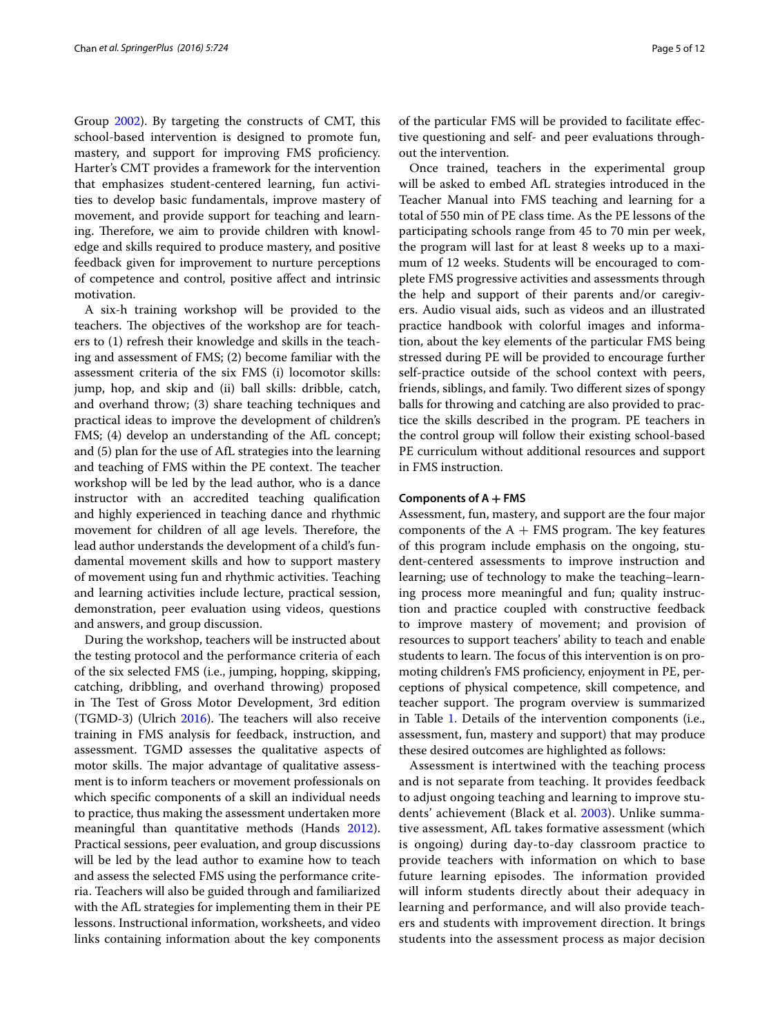Group 2002). By targeting the constructs of CMT, this school-based intervention is designed to promote fun, mastery, and support for improving FMS proficiency. Harter's CMT provides a framework for the intervention that emphasizes student-centered learning, fun activities to develop basic fundamentals, improve mastery of movement, and provide support for teaching and learning. Therefore, we aim to provide children with knowledge and skills required to produce mastery, and positive feedback given for improvement to nurture perceptions of competence and control, positive affect and intrinsic motivation.

A six-h training workshop will be provided to the teachers. The objectives of the workshop are for teachers to (1) refresh their knowledge and skills in the teaching and assessment of FMS; (2) become familiar with the assessment criteria of the six FMS (i) locomotor skills: jump, hop, and skip and (ii) ball skills: dribble, catch, and overhand throw; (3) share teaching techniques and practical ideas to improve the development of children's FMS; (4) develop an understanding of the AfL concept; and (5) plan for the use of AfL strategies into the learning and teaching of FMS within the PE context. The teacher workshop will be led by the lead author, who is a dance instructor with an accredited teaching qualification and highly experienced in teaching dance and rhythmic movement for children of all age levels. Therefore, the lead author understands the development of a child's fundamental movement skills and how to support mastery of movement using fun and rhythmic activities. Teaching and learning activities include lecture, practical session, demonstration, peer evaluation using videos, questions and answers, and group discussion.

During the workshop, teachers will be instructed about the testing protocol and the performance criteria of each of the six selected FMS (i.e., jumping, hopping, skipping, catching, dribbling, and overhand throwing) proposed in The Test of Gross Motor Development, 3rd edition (TGMD-3) (Ulrich 2016). The teachers will also receive training in FMS analysis for feedback, instruction, and assessment. TGMD assesses the qualitative aspects of motor skills. The major advantage of qualitative assessment is to inform teachers or movement professionals on which specific components of a skill an individual needs to practice, thus making the assessment undertaken more meaningful than quantitative methods (Hands 2012). Practical sessions, peer evaluation, and group discussions will be led by the lead author to examine how to teach and assess the selected FMS using the performance criteria. Teachers will also be guided through and familiarized with the AfL strategies for implementing them in their PE lessons. Instructional information, worksheets, and video links containing information about the key components of the particular FMS will be provided to facilitate effective questioning and self- and peer evaluations throughout the intervention.

Once trained, teachers in the experimental group will be asked to embed AfL strategies introduced in the Teacher Manual into FMS teaching and learning for a total of 550 min of PE class time. As the PE lessons of the participating schools range from 45 to 70 min per week, the program will last for at least 8 weeks up to a maximum of 12 weeks. Students will be encouraged to complete FMS progressive activities and assessments through the help and support of their parents and/or caregivers. Audio visual aids, such as videos and an illustrated practice handbook with colorful images and information, about the key elements of the particular FMS being stressed during PE will be provided to encourage further self-practice outside of the school context with peers, friends, siblings, and family. Two different sizes of spongy balls for throwing and catching are also provided to practice the skills described in the program. PE teachers in the control group will follow their existing school-based PE curriculum without additional resources and support in FMS instruction.

#### Components of A + FMS

Assessment, fun, mastery, and support are the four major components of the A + FMS program. The key features of this program include emphasis on the ongoing, student-centered assessments to improve instruction and learning; use of technology to make the teaching–learning process more meaningful and fun; quality instruction and practice coupled with constructive feedback to improve mastery of movement; and provision of resources to support teachers' ability to teach and enable students to learn. The focus of this intervention is on promoting children's FMS proficiency, enjoyment in PE, perceptions of physical competence, skill competence, and teacher support. The program overview is summarized in Table 1. Details of the intervention components (i.e., assessment, fun, mastery and support) that may produce these desired outcomes are highlighted as follows:

Assessment is intertwined with the teaching process and is not separate from teaching. It provides feedback to adjust ongoing teaching and learning to improve students' achievement (Black et al. 2003). Unlike summative assessment, AfL takes formative assessment (which is ongoing) during day-to-day classroom practice to provide teachers with information on which to base future learning episodes. The information provided will inform students directly about their adequacy in learning and performance, and will also provide teachers and students with improvement direction. It brings students into the assessment process as major decision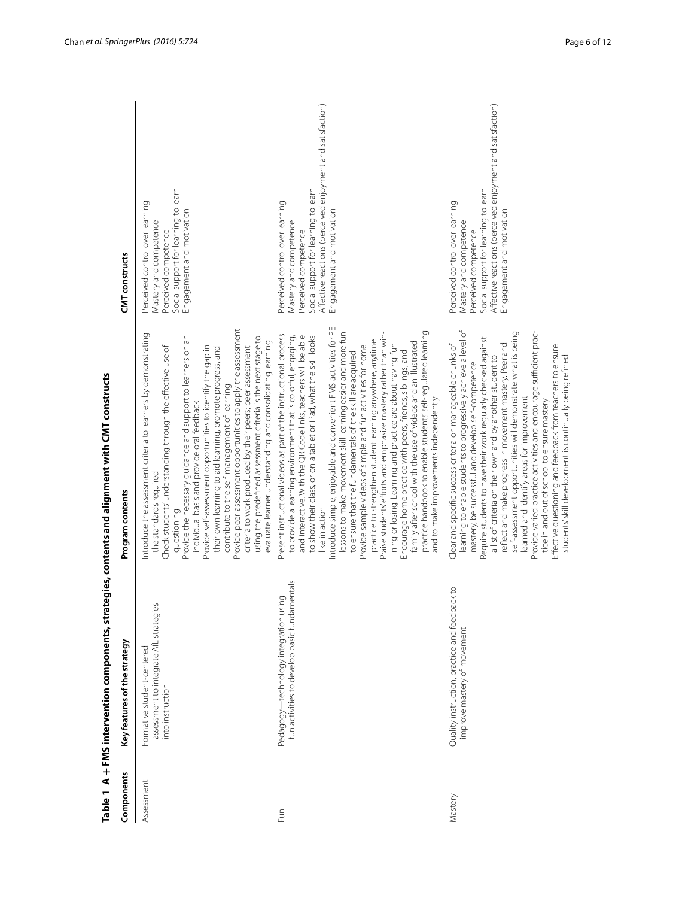**Table 1 A + FMS intervention components, strategies, contents and alignment with CMT constructs**

| Components | Key features of the strategy | Program contents | CMT constructs |
| --- | --- | --- | --- |
| Assessment | Formative student-centered assessment to integrate AfL strategies into instruction | Introduce the assessment criteria to learners by demonstrating the standards required<br>Check students' understanding through the effective use of questioning<br>Provide the necessary guidance and support to learners on an individual basis and provide oral feedback<br>Provide self-assessment opportunities to identify the gap in their own learning, to aid learning, promote progress, and contribute to the self-management of learning<br>Provide peer-assessment opportunities to apply the assessment criteria to work produced by their peers; peer assessment using the predefined assessment criteria is the next stage to evaluate learner understanding and consolidating learning | Perceived control over learning<br>Mastery and competence<br>Perceived competence<br>Social support for learning to learn<br>Engagement and motivation |
| Fun | Pedagogy—technology integration using fun activities to develop basic fundamentals | Present instructional videos as part of the instructional process to provide a learning environment that is colorful, engaging, and interactive. With the QR Code links, teachers will be able to show their class, or on a tablet or iPad, what the skill looks like in action<br>Introduce simple, enjoyable and convenient FMS activities for PE lessons to make movement skill learning easier and more fun to ensure that the fundamentals of the skill are acquired<br>Provide sample videos of simple and fun activities for home practice to strengthen student learning anywhere, anytime<br>Praise students' efforts and emphasize mastery rather than winning or losing. Learning and practice are about having fun<br>Encourage home practice with peers, friends, siblings, and family after school with the use of videos and an illustrated practice handbook to enable students' self-regulated learning and to make improvements independently | Perceived control over learning<br>Mastery and competence<br>Perceived competence<br>Social support for learning to learn<br>Affective reactions (perceived enjoyment and satisfaction)<br>Engagement and motivation |
| Mastery | Quality instruction, practice and feedback to improve mastery of movement | Clear and specific success criteria on manageable chunks of learning to enable students to progressively achieve a level of mastery, be successful and develop self-competence<br>Require students to have their work regularly checked against a list of criteria on their own and by another student to reflect and make progress in movement mastery. Peer and self-assessment opportunities will demonstrate what is being learned and identify areas for improvement<br>Provide varied practice activities and encourage sufficient practice in and out of school to ensure mastery<br>Effective questioning and feedback from teachers to ensure students' skill development is continually being refined | Perceived control over learning<br>Mastery and competence<br>Perceived competence<br>Social support for learning to learn<br>Affective reactions (perceived enjoyment and satisfaction)<br>Engagement and motivation |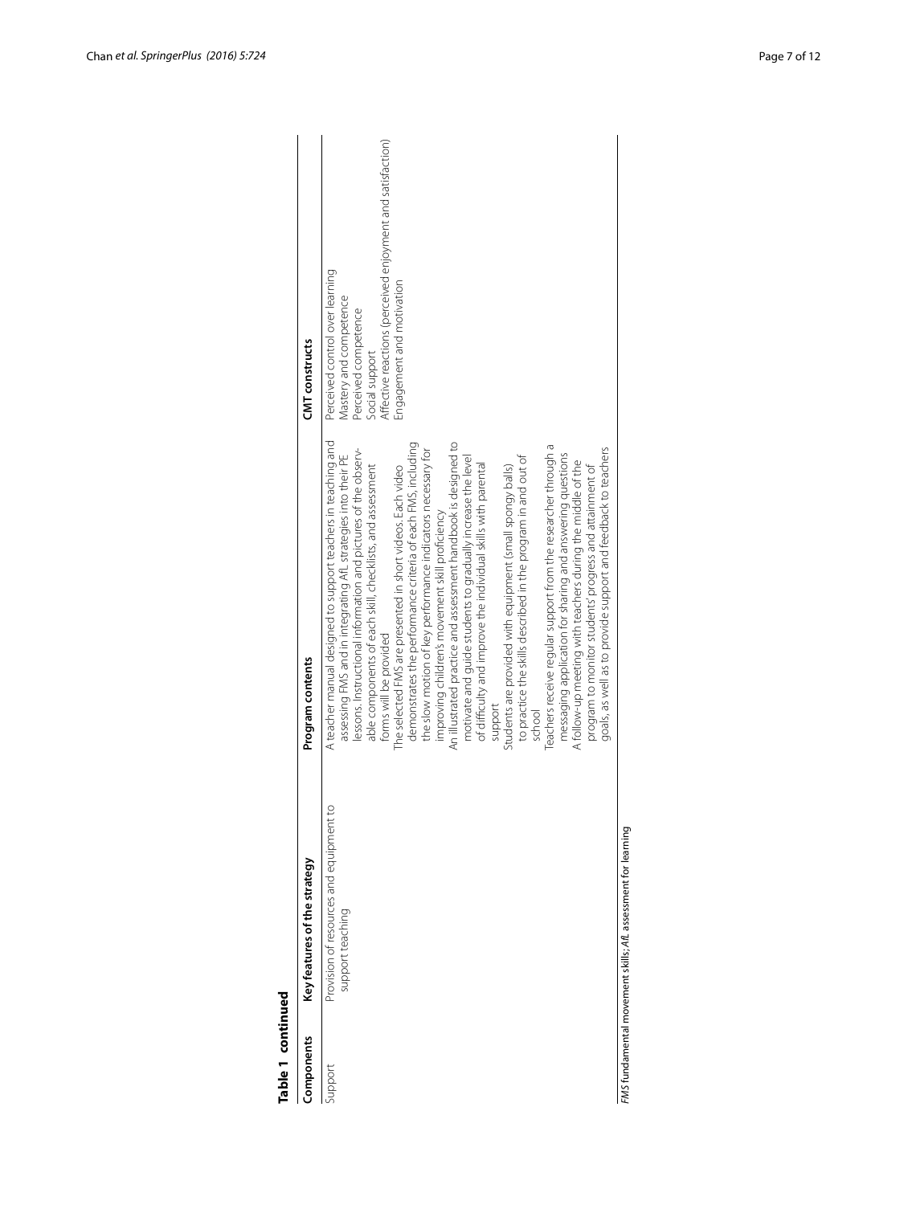**Table 1 continued**

| Components | Key features of the strategy | Program contents | CMT constructs |
|---|---|---|---|
| Support | Provision of resources and equipment to support teaching | A teacher manual designed to support teachers in teaching and assessing FMS and in integrating AfL strategies into their PE lessons. Instructional information and pictures of the observable components of each skill, checklists, and assessment forms will be provided<br>The selected FMS are presented in short videos. Each video demonstrates the performance criteria of each FMS, including the slow motion of key performance indicators necessary for improving children's movement skill proficiency<br>An illustrated practice and assessment handbook is designed to motivate and guide students to gradually increase the level of difficulty and improve the individual skills with parental support<br>Students are provided with equipment (small spongy balls) to practice the skills described in the program in and out of school<br>Teachers receive regular support from the researcher through a messaging application for sharing and answering questions<br>A follow-up meeting with teachers during the middle of the program to monitor students' progress and attainment of goals, as well as to provide support and feedback to teachers | Perceived control over learning<br>Mastery and competence<br>Perceived competence<br>Social support<br>Affective reactions (perceived enjoyment and satisfaction)<br>Engagement and motivation |

*FMS* fundamental movement skills; *AfL* assessment for learning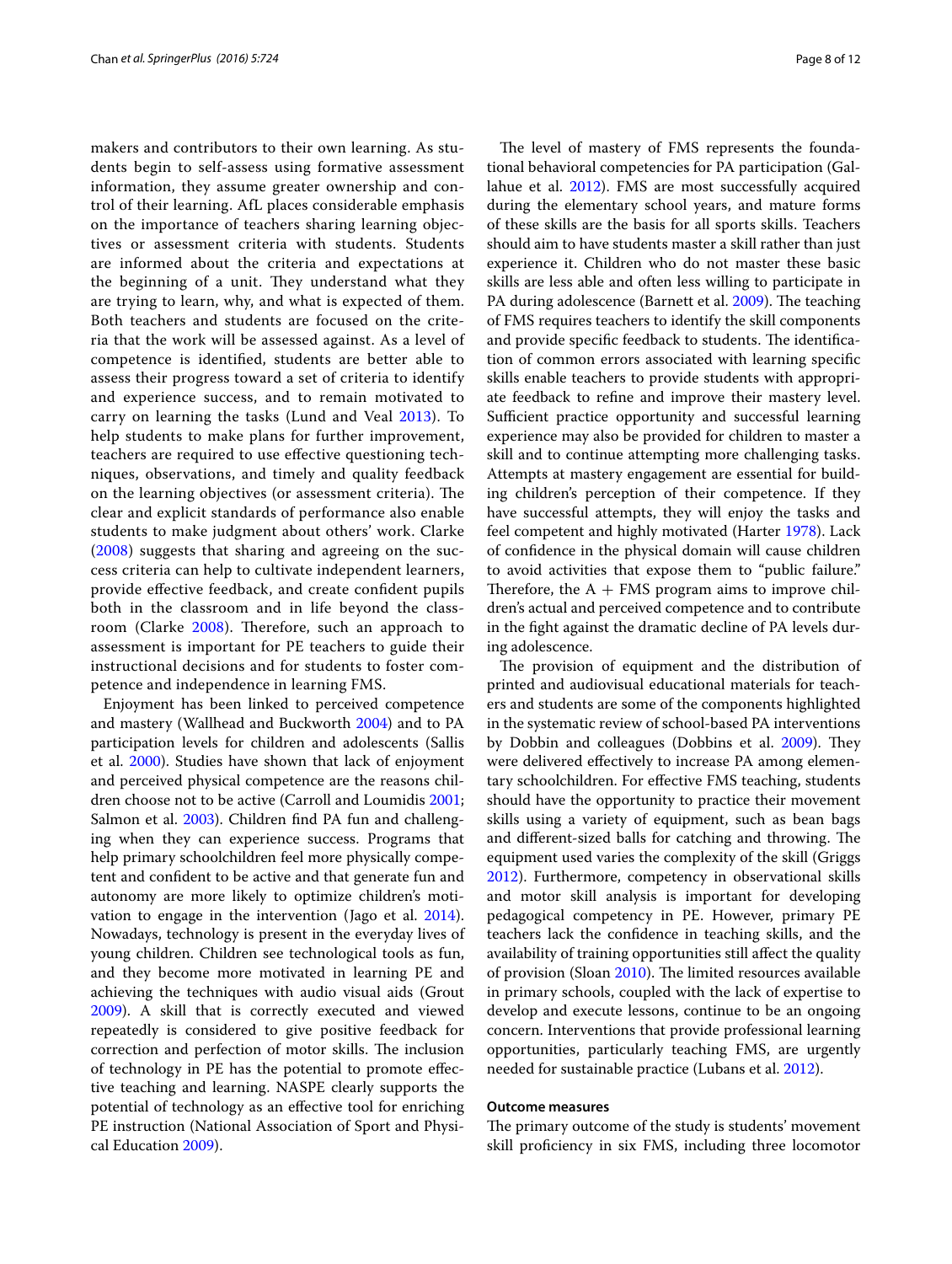makers and contributors to their own learning. As students begin to self-assess using formative assessment information, they assume greater ownership and control of their learning. AfL places considerable emphasis on the importance of teachers sharing learning objectives or assessment criteria with students. Students are informed about the criteria and expectations at the beginning of a unit. They understand what they are trying to learn, why, and what is expected of them. Both teachers and students are focused on the criteria that the work will be assessed against. As a level of competence is identified, students are better able to assess their progress toward a set of criteria to identify and experience success, and to remain motivated to carry on learning the tasks (Lund and Veal 2013). To help students to make plans for further improvement, teachers are required to use effective questioning techniques, observations, and timely and quality feedback on the learning objectives (or assessment criteria). The clear and explicit standards of performance also enable students to make judgment about others' work. Clarke (2008) suggests that sharing and agreeing on the success criteria can help to cultivate independent learners, provide effective feedback, and create confident pupils both in the classroom and in life beyond the classroom (Clarke 2008). Therefore, such an approach to assessment is important for PE teachers to guide their instructional decisions and for students to foster competence and independence in learning FMS.

Enjoyment has been linked to perceived competence and mastery (Wallhead and Buckworth 2004) and to PA participation levels for children and adolescents (Sallis et al. 2000). Studies have shown that lack of enjoyment and perceived physical competence are the reasons children choose not to be active (Carroll and Loumidis 2001; Salmon et al. 2003). Children find PA fun and challenging when they can experience success. Programs that help primary schoolchildren feel more physically competent and confident to be active and that generate fun and autonomy are more likely to optimize children's motivation to engage in the intervention (Jago et al. 2014). Nowadays, technology is present in the everyday lives of young children. Children see technological tools as fun, and they become more motivated in learning PE and achieving the techniques with audio visual aids (Grout 2009). A skill that is correctly executed and viewed repeatedly is considered to give positive feedback for correction and perfection of motor skills. The inclusion of technology in PE has the potential to promote effective teaching and learning. NASPE clearly supports the potential of technology as an effective tool for enriching PE instruction (National Association of Sport and Physical Education 2009).

The level of mastery of FMS represents the foundational behavioral competencies for PA participation (Gallahue et al. 2012). FMS are most successfully acquired during the elementary school years, and mature forms of these skills are the basis for all sports skills. Teachers should aim to have students master a skill rather than just experience it. Children who do not master these basic skills are less able and often less willing to participate in PA during adolescence (Barnett et al. 2009). The teaching of FMS requires teachers to identify the skill components and provide specific feedback to students. The identification of common errors associated with learning specific skills enable teachers to provide students with appropriate feedback to refine and improve their mastery level. Sufficient practice opportunity and successful learning experience may also be provided for children to master a skill and to continue attempting more challenging tasks. Attempts at mastery engagement are essential for building children's perception of their competence. If they have successful attempts, they will enjoy the tasks and feel competent and highly motivated (Harter 1978). Lack of confidence in the physical domain will cause children to avoid activities that expose them to "public failure." Therefore, the A + FMS program aims to improve children's actual and perceived competence and to contribute in the fight against the dramatic decline of PA levels during adolescence.

The provision of equipment and the distribution of printed and audiovisual educational materials for teachers and students are some of the components highlighted in the systematic review of school-based PA interventions by Dobbin and colleagues (Dobbins et al. 2009). They were delivered effectively to increase PA among elementary schoolchildren. For effective FMS teaching, students should have the opportunity to practice their movement skills using a variety of equipment, such as bean bags and different-sized balls for catching and throwing. The equipment used varies the complexity of the skill (Griggs 2012). Furthermore, competency in observational skills and motor skill analysis is important for developing pedagogical competency in PE. However, primary PE teachers lack the confidence in teaching skills, and the availability of training opportunities still affect the quality of provision (Sloan 2010). The limited resources available in primary schools, coupled with the lack of expertise to develop and execute lessons, continue to be an ongoing concern. Interventions that provide professional learning opportunities, particularly teaching FMS, are urgently needed for sustainable practice (Lubans et al. 2012).

### Outcome measures

The primary outcome of the study is students' movement skill proficiency in six FMS, including three locomotor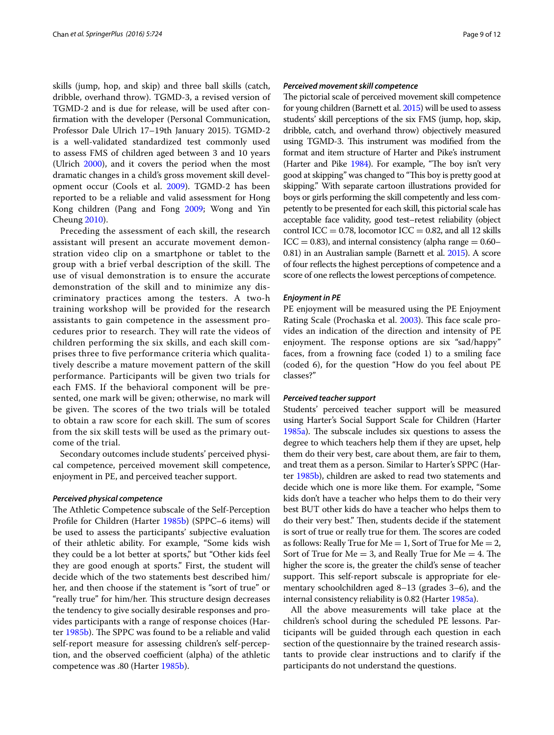skills (jump, hop, and skip) and three ball skills (catch, dribble, overhand throw). TGMD-3, a revised version of TGMD-2 and is due for release, will be used after confirmation with the developer (Personal Communication, Professor Dale Ulrich 17–19th January 2015). TGMD-2 is a well-validated standardized test commonly used to assess FMS of children aged between 3 and 10 years (Ulrich 2000), and it covers the period when the most dramatic changes in a child's gross movement skill development occur (Cools et al. 2009). TGMD-2 has been reported to be a reliable and valid assessment for Hong Kong children (Pang and Fong 2009; Wong and Yin Cheung 2010).

Preceding the assessment of each skill, the research assistant will present an accurate movement demonstration video clip on a smartphone or tablet to the group with a brief verbal description of the skill. The use of visual demonstration is to ensure the accurate demonstration of the skill and to minimize any discriminatory practices among the testers. A two-h training workshop will be provided for the research assistants to gain competence in the assessment procedures prior to research. They will rate the videos of children performing the six skills, and each skill comprises three to five performance criteria which qualitatively describe a mature movement pattern of the skill performance. Participants will be given two trials for each FMS. If the behavioral component will be presented, one mark will be given; otherwise, no mark will be given. The scores of the two trials will be totaled to obtain a raw score for each skill. The sum of scores from the six skill tests will be used as the primary outcome of the trial.

Secondary outcomes include students' perceived physical competence, perceived movement skill competence, enjoyment in PE, and perceived teacher support.

#### *Perceived physical competence*

The Athletic Competence subscale of the Self-Perception Profile for Children (Harter 1985b) (SPPC–6 items) will be used to assess the participants' subjective evaluation of their athletic ability. For example, "Some kids wish they could be a lot better at sports," but "Other kids feel they are good enough at sports." First, the student will decide which of the two statements best described him/her, and then choose if the statement is "sort of true" or "really true" for him/her. This structure design decreases the tendency to give socially desirable responses and provides participants with a range of response choices (Harter 1985b). The SPPC was found to be a reliable and valid self-report measure for assessing children's self-perception, and the observed coefficient (alpha) of the athletic competence was .80 (Harter 1985b).

#### *Perceived movement skill competence*

The pictorial scale of perceived movement skill competence for young children (Barnett et al. 2015) will be used to assess students' skill perceptions of the six FMS (jump, hop, skip, dribble, catch, and overhand throw) objectively measured using TGMD-3. This instrument was modified from the format and item structure of Harter and Pike's instrument (Harter and Pike 1984). For example, "The boy isn't very good at skipping" was changed to "This boy is pretty good at skipping." With separate cartoon illustrations provided for boys or girls performing the skill competently and less competently to be presented for each skill, this pictorial scale has acceptable face validity, good test–retest reliability (object control ICC = 0.78, locomotor ICC = 0.82, and all 12 skills ICC = 0.83), and internal consistency (alpha range = 0.60–0.81) in an Australian sample (Barnett et al. 2015). A score of four reflects the highest perceptions of competence and a score of one reflects the lowest perceptions of competence.

#### *Enjoyment in PE*

PE enjoyment will be measured using the PE Enjoyment Rating Scale (Prochaska et al. 2003). This face scale provides an indication of the direction and intensity of PE enjoyment. The response options are six "sad/happy" faces, from a frowning face (coded 1) to a smiling face (coded 6), for the question "How do you feel about PE classes?"

#### *Perceived teacher support*

Students' perceived teacher support will be measured using Harter's Social Support Scale for Children (Harter 1985a). The subscale includes six questions to assess the degree to which teachers help them if they are upset, help them do their very best, care about them, are fair to them, and treat them as a person. Similar to Harter's SPPC (Harter 1985b), children are asked to read two statements and decide which one is more like them. For example, "Some kids don't have a teacher who helps them to do their very best BUT other kids do have a teacher who helps them to do their very best." Then, students decide if the statement is sort of true or really true for them. The scores are coded as follows: Really True for Me = 1, Sort of True for Me = 2, Sort of True for Me = 3, and Really True for Me = 4. The higher the score is, the greater the child's sense of teacher support. This self-report subscale is appropriate for elementary schoolchildren aged 8–13 (grades 3–6), and the internal consistency reliability is 0.82 (Harter 1985a).

All the above measurements will take place at the children's school during the scheduled PE lessons. Participants will be guided through each question in each section of the questionnaire by the trained research assistants to provide clear instructions and to clarify if the participants do not understand the questions.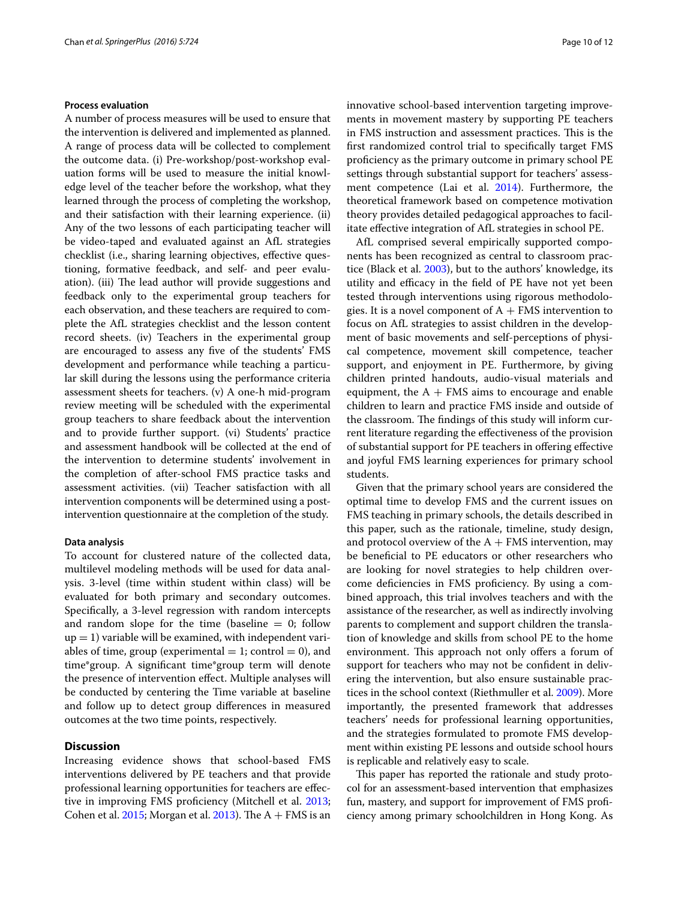### Process evaluation

A number of process measures will be used to ensure that the intervention is delivered and implemented as planned. A range of process data will be collected to complement the outcome data. (i) Pre-workshop/post-workshop evaluation forms will be used to measure the initial knowledge level of the teacher before the workshop, what they learned through the process of completing the workshop, and their satisfaction with their learning experience. (ii) Any of the two lessons of each participating teacher will be video-taped and evaluated against an AfL strategies checklist (i.e., sharing learning objectives, effective questioning, formative feedback, and self- and peer evaluation). (iii) The lead author will provide suggestions and feedback only to the experimental group teachers for each observation, and these teachers are required to complete the AfL strategies checklist and the lesson content record sheets. (iv) Teachers in the experimental group are encouraged to assess any five of the students' FMS development and performance while teaching a particular skill during the lessons using the performance criteria assessment sheets for teachers. (v) A one-h mid-program review meeting will be scheduled with the experimental group teachers to share feedback about the intervention and to provide further support. (vi) Students' practice and assessment handbook will be collected at the end of the intervention to determine students' involvement in the completion of after-school FMS practice tasks and assessment activities. (vii) Teacher satisfaction with all intervention components will be determined using a post-intervention questionnaire at the completion of the study.

### Data analysis

To account for clustered nature of the collected data, multilevel modeling methods will be used for data analysis. 3-level (time within student within class) will be evaluated for both primary and secondary outcomes. Specifically, a 3-level regression with random intercepts and random slope for the time (baseline = 0; follow up = 1) variable will be examined, with independent variables of time, group (experimental = 1; control = 0), and time*group. A significant time*group term will denote the presence of intervention effect. Multiple analyses will be conducted by centering the Time variable at baseline and follow up to detect group differences in measured outcomes at the two time points, respectively.

## Discussion

Increasing evidence shows that school-based FMS interventions delivered by PE teachers and that provide professional learning opportunities for teachers are effective in improving FMS proficiency (Mitchell et al. 2013; Cohen et al. 2015; Morgan et al. 2013). The A + FMS is an innovative school-based intervention targeting improvements in movement mastery by supporting PE teachers in FMS instruction and assessment practices. This is the first randomized control trial to specifically target FMS proficiency as the primary outcome in primary school PE settings through substantial support for teachers' assessment competence (Lai et al. 2014). Furthermore, the theoretical framework based on competence motivation theory provides detailed pedagogical approaches to facilitate effective integration of AfL strategies in school PE.

AfL comprised several empirically supported components has been recognized as central to classroom practice (Black et al. 2003), but to the authors' knowledge, its utility and efficacy in the field of PE have not yet been tested through interventions using rigorous methodologies. It is a novel component of A + FMS intervention to focus on AfL strategies to assist children in the development of basic movements and self-perceptions of physical competence, movement skill competence, teacher support, and enjoyment in PE. Furthermore, by giving children printed handouts, audio-visual materials and equipment, the A + FMS aims to encourage and enable children to learn and practice FMS inside and outside of the classroom. The findings of this study will inform current literature regarding the effectiveness of the provision of substantial support for PE teachers in offering effective and joyful FMS learning experiences for primary school students.

Given that the primary school years are considered the optimal time to develop FMS and the current issues on FMS teaching in primary schools, the details described in this paper, such as the rationale, timeline, study design, and protocol overview of the A + FMS intervention, may be beneficial to PE educators or other researchers who are looking for novel strategies to help children overcome deficiencies in FMS proficiency. By using a combined approach, this trial involves teachers and with the assistance of the researcher, as well as indirectly involving parents to complement and support children the translation of knowledge and skills from school PE to the home environment. This approach not only offers a forum of support for teachers who may not be confident in delivering the intervention, but also ensure sustainable practices in the school context (Riethmuller et al. 2009). More importantly, the presented framework that addresses teachers' needs for professional learning opportunities, and the strategies formulated to promote FMS development within existing PE lessons and outside school hours is replicable and relatively easy to scale.

This paper has reported the rationale and study protocol for an assessment-based intervention that emphasizes fun, mastery, and support for improvement of FMS proficiency among primary schoolchildren in Hong Kong. As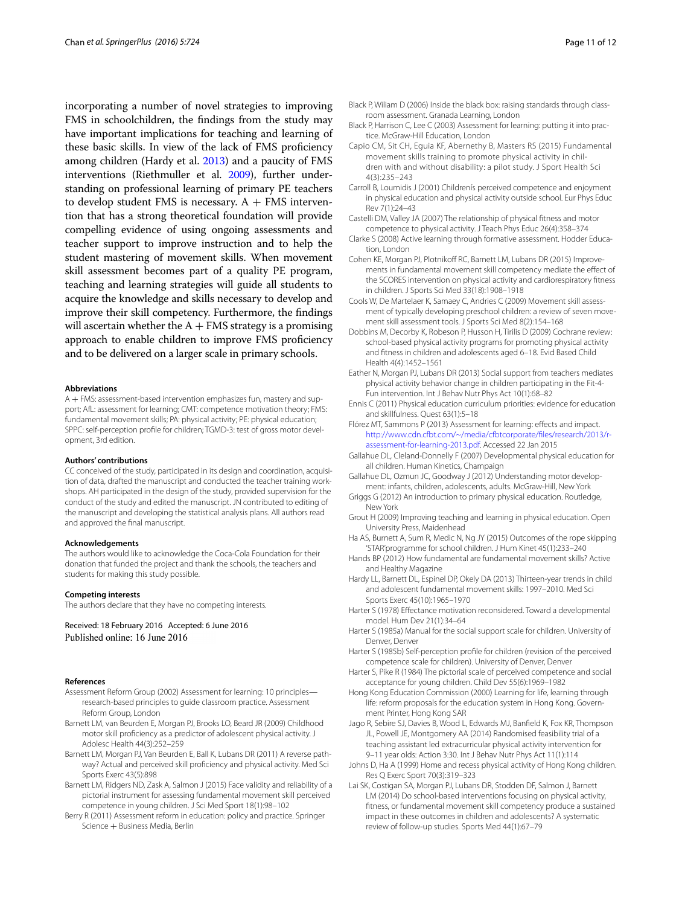incorporating a number of novel strategies to improving FMS in schoolchildren, the findings from the study may have important implications for teaching and learning of these basic skills. In view of the lack of FMS proficiency among children (Hardy et al. 2013) and a paucity of FMS interventions (Riethmuller et al. 2009), further understanding on professional learning of primary PE teachers to develop student FMS is necessary. A + FMS intervention that has a strong theoretical foundation will provide compelling evidence of using ongoing assessments and teacher support to improve instruction and to help the student mastering of movement skills. When movement skill assessment becomes part of a quality PE program, teaching and learning strategies will guide all students to acquire the knowledge and skills necessary to develop and improve their skill competency. Furthermore, the findings will ascertain whether the A + FMS strategy is a promising approach to enable children to improve FMS proficiency and to be delivered on a larger scale in primary schools.

#### Abbreviations

A + FMS: assessment-based intervention emphasizes fun, mastery and support; AfL: assessment for learning; CMT: competence motivation theory; FMS: fundamental movement skills; PA: physical activity; PE: physical education; SPPC: self-perception profile for children; TGMD-3: test of gross motor development, 3rd edition.

#### Authors' contributions

CC conceived of the study, participated in its design and coordination, acquisition of data, drafted the manuscript and conducted the teacher training workshops. AH participated in the design of the study, provided supervision for the conduct of the study and edited the manuscript. JN contributed to editing of the manuscript and developing the statistical analysis plans. All authors read and approved the final manuscript.

#### Acknowledgements

The authors would like to acknowledge the Coca-Cola Foundation for their donation that funded the project and thank the schools, the teachers and students for making this study possible.

#### Competing interests

The authors declare that they have no competing interests.

Received: 18 February 2016 Accepted: 6 June 2016
Published online: 16 June 2016

#### References

- Assessment Reform Group (2002) Assessment for learning: 10 principles—research-based principles to guide classroom practice. Assessment Reform Group, London
- Barnett LM, van Beurden E, Morgan PJ, Brooks LO, Beard JR (2009) Childhood motor skill proficiency as a predictor of adolescent physical activity. J Adolesc Health 44(3):252–259
- Barnett LM, Morgan PJ, Van Beurden E, Ball K, Lubans DR (2011) A reverse pathway? Actual and perceived skill proficiency and physical activity. Med Sci Sports Exerc 43(5):898
- Barnett LM, Ridgers ND, Zask A, Salmon J (2015) Face validity and reliability of a pictorial instrument for assessing fundamental movement skill perceived competence in young children. J Sci Med Sport 18(1):98–102
- Berry R (2011) Assessment reform in education: policy and practice. Springer Science + Business Media, Berlin
- Black P, Wiliam D (2006) Inside the black box: raising standards through classroom assessment. Granada Learning, London
- Black P, Harrison C, Lee C (2003) Assessment for learning: putting it into practice. McGraw-Hill Education, London
- Capio CM, Sit CH, Eguia KF, Abernethy B, Masters RS (2015) Fundamental movement skills training to promote physical activity in children with and without disability: a pilot study. J Sport Health Sci 4(3):235–243
- Carroll B, Loumidis J (2001) Childrenís perceived competence and enjoyment in physical education and physical activity outside school. Eur Phys Educ Rev 7(1):24–43
- Castelli DM, Valley JA (2007) The relationship of physical fitness and motor competence to physical activity. J Teach Phys Educ 26(4):358–374
- Clarke S (2008) Active learning through formative assessment. Hodder Education, London
- Cohen KE, Morgan PJ, Plotnikoff RC, Barnett LM, Lubans DR (2015) Improvements in fundamental movement skill competency mediate the effect of the SCORES intervention on physical activity and cardiorespiratory fitness in children. J Sports Sci 33(18):1908–1918
- Cools W, De Martelaer K, Samaey C, Andries C (2009) Movement skill assessment of typically developing preschool children: a review of seven movement skill assessment tools. J Sports Sci Med 8(2):154–168
- Dobbins M, Decorby K, Robeson P, Husson H, Tirilis D (2009) Cochrane review: school-based physical activity programs for promoting physical activity and fitness in children and adolescents aged 6–18. Evid Based Child Health 4(4):1452–1561
- Eather N, Morgan PJ, Lubans DR (2013) Social support from teachers mediates physical activity behavior change in children participating in the Fit-4-Fun intervention. Int J Behav Nutr Phys Act 10(1):68–82
- Ennis C (2011) Physical education curriculum priorities: evidence for education and skillfulness. Quest 63(1):5–18
- Flórez MT, Sammons P (2013) Assessment for learning: effects and impact. http://www.cdn.cfbt.com/~/media/cfbtcorporate/files/research/2013/r-assessment-for-learning-2013.pdf. Accessed 22 Jan 2015
- Gallahue DL, Cleland-Donnelly F (2007) Developmental physical education for all children. Human Kinetics, Champaign
- Gallahue DL, Ozmun JC, Goodway J (2012) Understanding motor development: infants, children, adolescents, adults. McGraw-Hill, New York
- Griggs G (2012) An introduction to primary physical education. Routledge, New York
- Grout H (2009) Improving teaching and learning in physical education. Open University Press, Maidenhead
- Ha AS, Burnett A, Sum R, Medic N, Ng JY (2015) Outcomes of the rope skipping 'STAR'programme for school children. J Hum Kinet 45(1):233–240
- Hands BP (2012) How fundamental are fundamental movement skills? Active and Healthy Magazine
- Hardy LL, Barnett DL, Espinel DP, Okely DA (2013) Thirteen-year trends in child and adolescent fundamental movement skills: 1997–2010. Med Sci Sports Exerc 45(10):1965–1970
- Harter S (1978) Effectance motivation reconsidered. Toward a developmental model. Hum Dev 21(1):34–64
- Harter S (1985a) Manual for the social support scale for children. University of Denver, Denver
- Harter S (1985b) Self-perception profile for children (revision of the perceived competence scale for children). University of Denver, Denver
- Harter S, Pike R (1984) The pictorial scale of perceived competence and social acceptance for young children. Child Dev 55(6):1969–1982
- Hong Kong Education Commission (2000) Learning for life, learning through life: reform proposals for the education system in Hong Kong. Government Printer, Hong Kong SAR
- Jago R, Sebire SJ, Davies B, Wood L, Edwards MJ, Banfield K, Fox KR, Thompson JL, Powell JE, Montgomery AA (2014) Randomised feasibility trial of a teaching assistant led extracurricular physical activity intervention for 9–11 year olds: Action 3:30. Int J Behav Nutr Phys Act 11(1):114
- Johns D, Ha A (1999) Home and recess physical activity of Hong Kong children. Res Q Exerc Sport 70(3):319–323
- Lai SK, Costigan SA, Morgan PJ, Lubans DR, Stodden DF, Salmon J, Barnett LM (2014) Do school-based interventions focusing on physical activity, fitness, or fundamental movement skill competency produce a sustained impact in these outcomes in children and adolescents? A systematic review of follow-up studies. Sports Med 44(1):67–79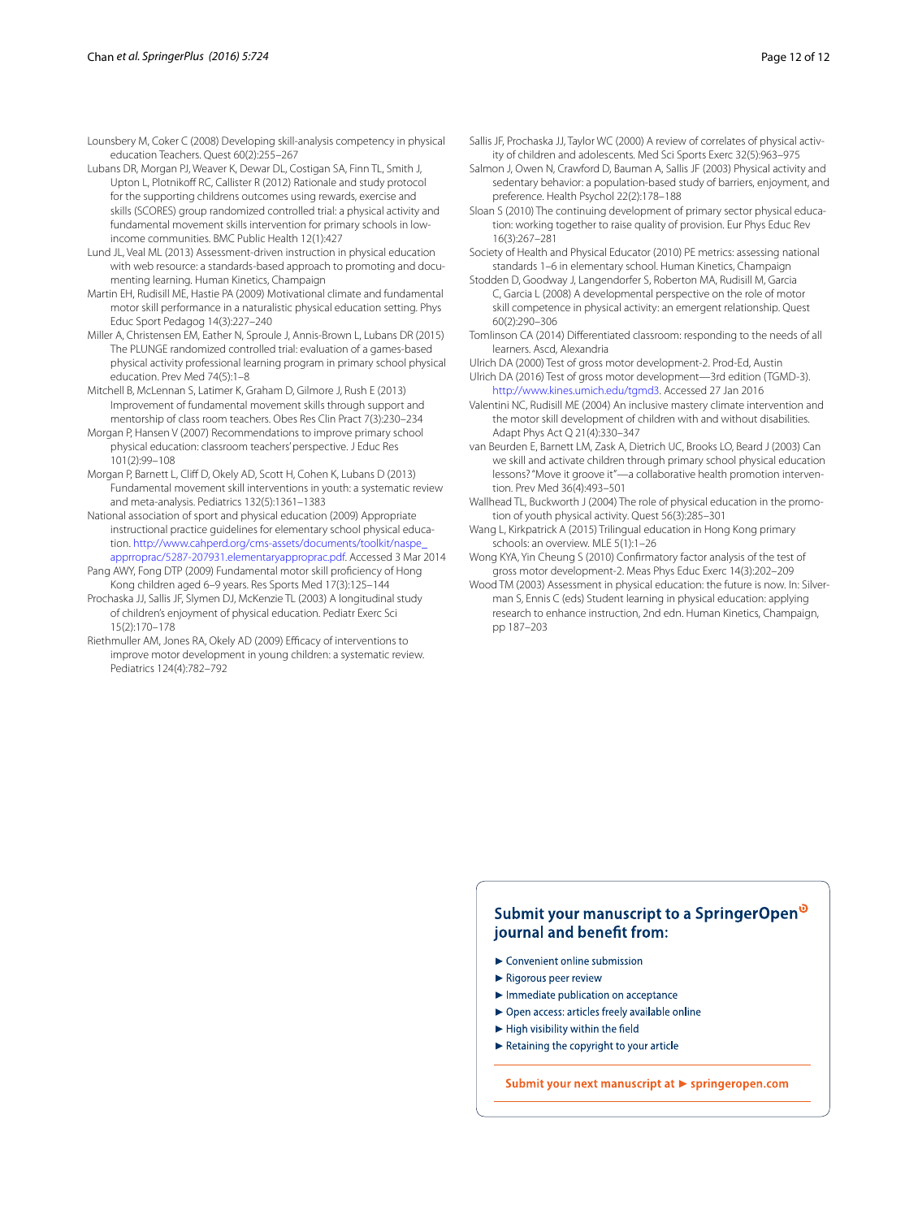Lounsbery M, Coker C (2008) Developing skill-analysis competency in physical education Teachers. Quest 60(2):255–267

Lubans DR, Morgan PJ, Weaver K, Dewar DL, Costigan SA, Finn TL, Smith J, Upton L, Plotnikoff RC, Callister R (2012) Rationale and study protocol for the supporting childrens outcomes using rewards, exercise and skills (SCORES) group randomized controlled trial: a physical activity and fundamental movement skills intervention for primary schools in low-income communities. BMC Public Health 12(1):427

Lund JL, Veal ML (2013) Assessment-driven instruction in physical education with web resource: a standards-based approach to promoting and documenting learning. Human Kinetics, Champaign

Martin EH, Rudisill ME, Hastie PA (2009) Motivational climate and fundamental motor skill performance in a naturalistic physical education setting. Phys Educ Sport Pedagog 14(3):227–240

Miller A, Christensen EM, Eather N, Sproule J, Annis-Brown L, Lubans DR (2015) The PLUNGE randomized controlled trial: evaluation of a games-based physical activity professional learning program in primary school physical education. Prev Med 74(5):1–8

Mitchell B, McLennan S, Latimer K, Graham D, Gilmore J, Rush E (2013) Improvement of fundamental movement skills through support and mentorship of class room teachers. Obes Res Clin Pract 7(3):230–234

Morgan P, Hansen V (2007) Recommendations to improve primary school physical education: classroom teachers' perspective. J Educ Res 101(2):99–108

Morgan P, Barnett L, Cliff D, Okely AD, Scott H, Cohen K, Lubans D (2013) Fundamental movement skill interventions in youth: a systematic review and meta-analysis. Pediatrics 132(5):1361–1383

National association of sport and physical education (2009) Appropriate instructional practice guidelines for elementary school physical education. http://www.cahperd.org/cms-assets/documents/toolkit/naspe_apprropractice/5287-207931.elementaryappropractice.pdf. Accessed 3 Mar 2014

Pang AWY, Fong DTP (2009) Fundamental motor skill proficiency of Hong Kong children aged 6–9 years. Res Sports Med 17(3):125–144

Prochaska JJ, Sallis JF, Slymen DJ, McKenzie TL (2003) A longitudinal study of children's enjoyment of physical education. Pediatr Exerc Sci 15(2):170–178

Riethmuller AM, Jones RA, Okely AD (2009) Efficacy of interventions to improve motor development in young children: a systematic review. Pediatrics 124(4):782–792

Sallis JF, Prochaska JJ, Taylor WC (2000) A review of correlates of physical activity of children and adolescents. Med Sci Sports Exerc 32(5):963–975

Salmon J, Owen N, Crawford D, Bauman A, Sallis JF (2003) Physical activity and sedentary behavior: a population-based study of barriers, enjoyment, and preference. Health Psychol 22(2):178–188

Sloan S (2010) The continuing development of primary sector physical education: working together to raise quality of provision. Eur Phys Educ Rev 16(3):267–281

Society of Health and Physical Educator (2010) PE metrics: assessing national standards 1–6 in elementary school. Human Kinetics, Champaign

Stodden D, Goodway J, Langendorfer S, Roberton MA, Rudisill M, Garcia C, Garcia L (2008) A developmental perspective on the role of motor skill competence in physical activity: an emergent relationship. Quest 60(2):290–306

Tomlinson CA (2014) Differentiated classroom: responding to the needs of all learners. Ascd, Alexandria

Ulrich DA (2000) Test of gross motor development-2. Prod-Ed, Austin

Ulrich DA (2016) Test of gross motor development—3rd edition (TGMD-3). http://www.kines.umich.edu/tgmd3. Accessed 27 Jan 2016

Valentini NC, Rudisill ME (2004) An inclusive mastery climate intervention and the motor skill development of children with and without disabilities. Adapt Phys Act Q 21(4):330–347

van Beurden E, Barnett LM, Zask A, Dietrich UC, Brooks LO, Beard J (2003) Can we skill and activate children through primary school physical education lessons? "Move it groove it"—a collaborative health promotion intervention. Prev Med 36(4):493–501

Wallhead TL, Buckworth J (2004) The role of physical education in the promotion of youth physical activity. Quest 56(3):285–301

Wang L, Kirkpatrick A (2015) Trilingual education in Hong Kong primary schools: an overview. MLE 5(1):1–26

Wong KYA, Yin Cheung S (2010) Confirmatory factor analysis of the test of gross motor development-2. Meas Phys Educ Exerc 14(3):202–209

Wood TM (2003) Assessment in physical education: the future is now. In: Silverman S, Ennis C (eds) Student learning in physical education: applying research to enhance instruction, 2nd edn. Human Kinetics, Champaign, pp 187–203

**Submit your manuscript to a SpringerOpen journal and benefit from:**

- Convenient online submission
- Rigorous peer review
- Immediate publication on acceptance
- Open access: articles freely available online
- High visibility within the field
- Retaining the copyright to your article

**Submit your next manuscript at ▶ springeropen.com**